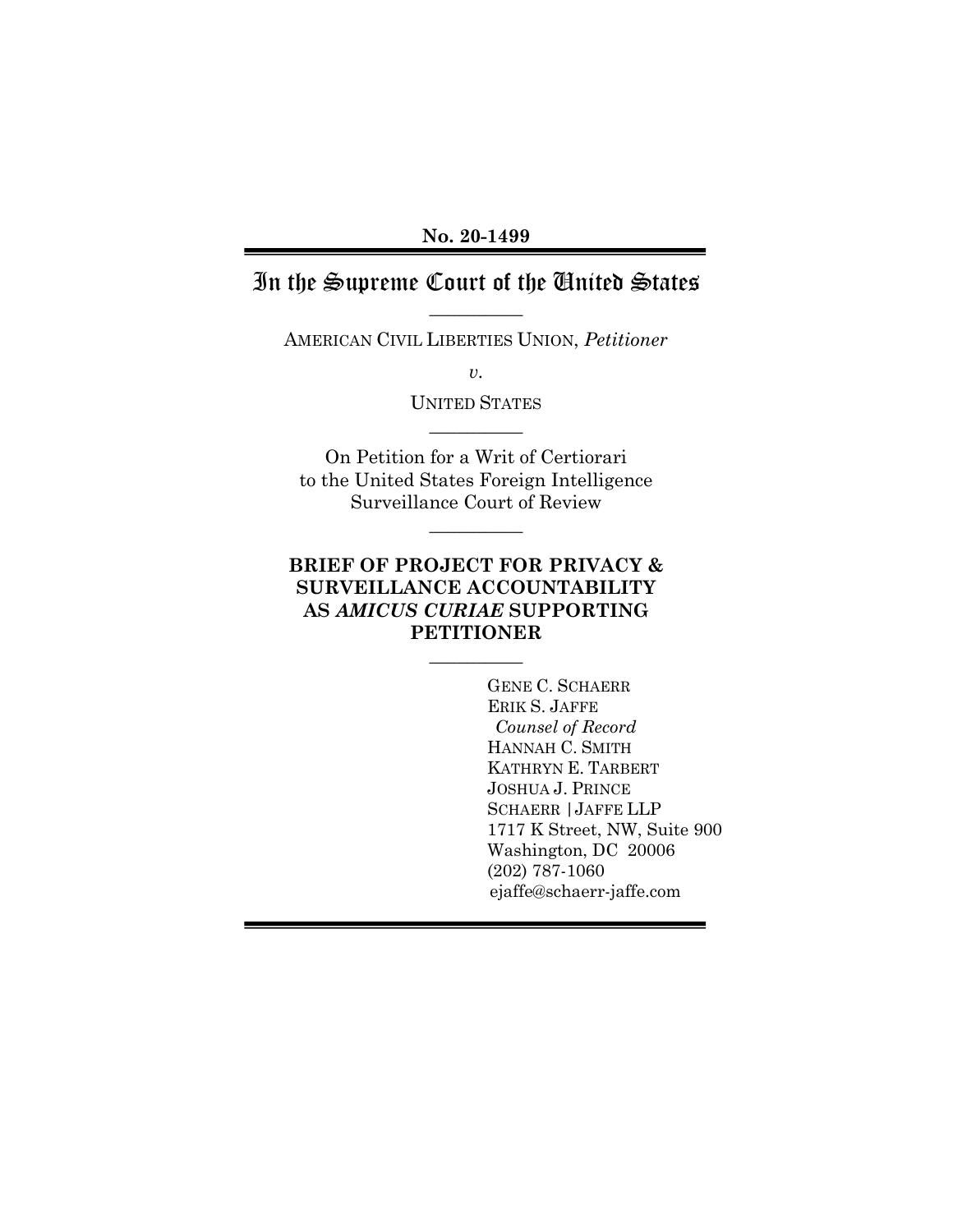No. 20-1499

# In the Supreme Court of the United States

---

AMERICAN CIVIL LIBERTIES UNION, *Petitioner*

*v.*

UNITED STATES

---

On Petition for a Writ of Certiorari to the United States Foreign Intelligence Surveillance Court of Review

---

**BRIEF OF PROJECT FOR PRIVACY & SURVEILLANCE ACCOUNTABILITY AS *AMICUS CURIAE* SUPPORTING PETITIONER**

---

GENE C. SCHAERR
ERIK S. JAFFE
*Counsel of Record*
HANNAH C. SMITH
KATHRYN E. TARBERT
JOSHUA J. PRINCE
SCHAERR | JAFFE LLP
1717 K Street, NW, Suite 900
Washington, DC 20006
(202) 787-1060
ejaffe@schaerr-jaffe.com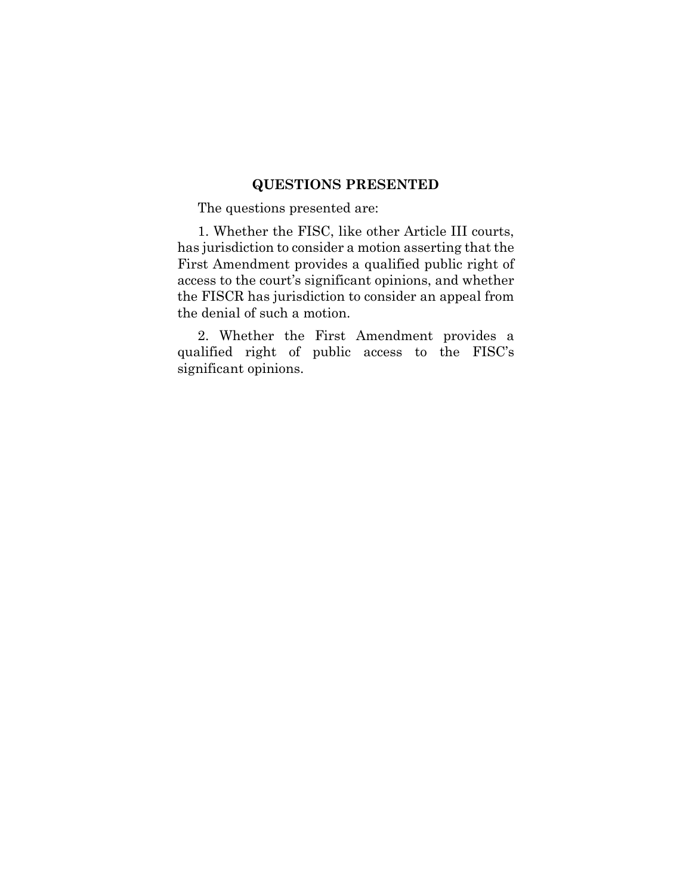## QUESTIONS PRESENTED

The questions presented are:

1. Whether the FISC, like other Article III courts, has jurisdiction to consider a motion asserting that the First Amendment provides a qualified public right of access to the court's significant opinions, and whether the FISCR has jurisdiction to consider an appeal from the denial of such a motion.

2. Whether the First Amendment provides a qualified right of public access to the FISC's significant opinions.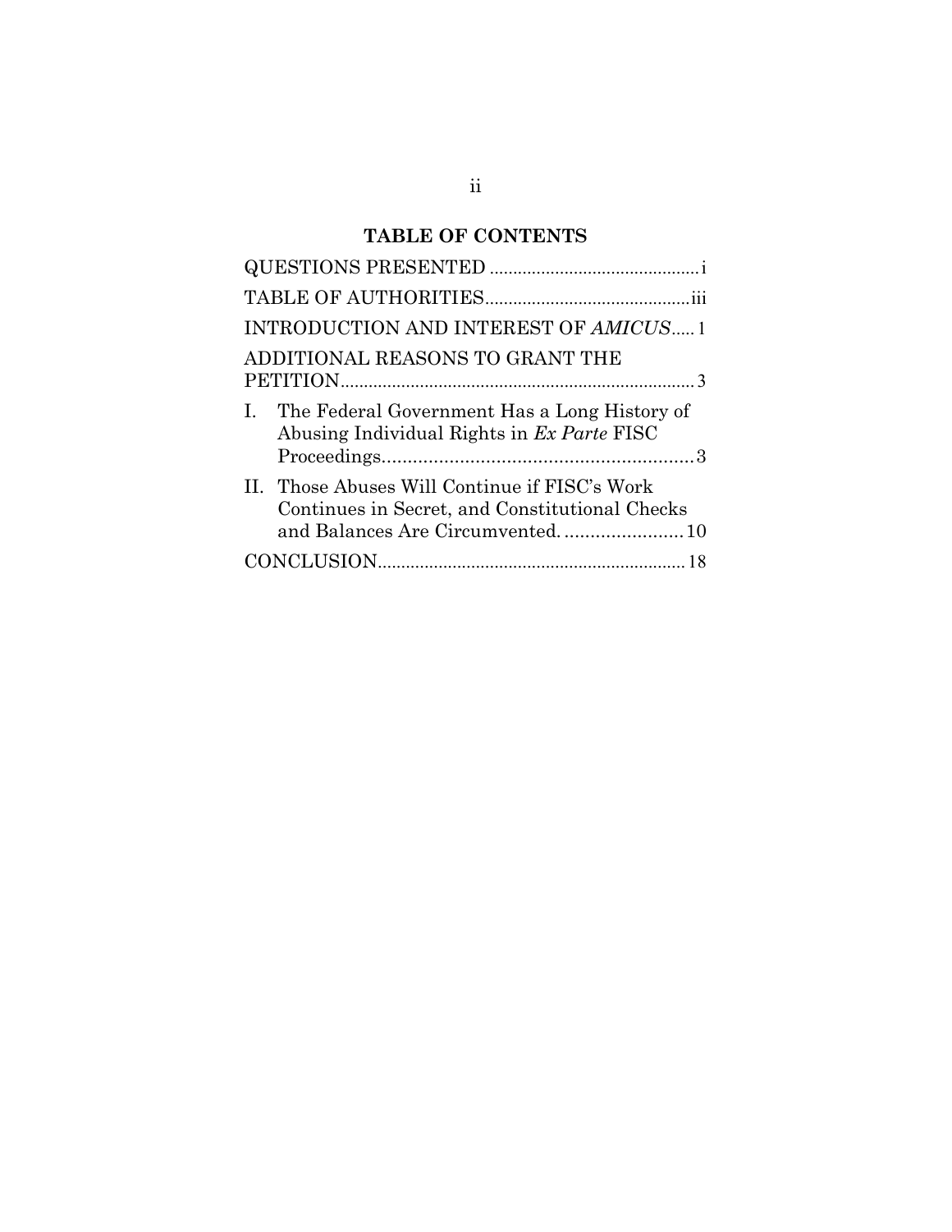## TABLE OF CONTENTS

| | |
|---|---|
| QUESTIONS PRESENTED | i |
| TABLE OF AUTHORITIES | iii |
| INTRODUCTION AND INTEREST OF *AMICUS* | 1 |
| ADDITIONAL REASONS TO GRANT THE PETITION | 3 |
| I. The Federal Government Has a Long History of Abusing Individual Rights in *Ex Parte* FISC Proceedings | 3 |
| II. Those Abuses Will Continue if FISC's Work Continues in Secret, and Constitutional Checks and Balances Are Circumvented. | 10 |
| CONCLUSION | 18 |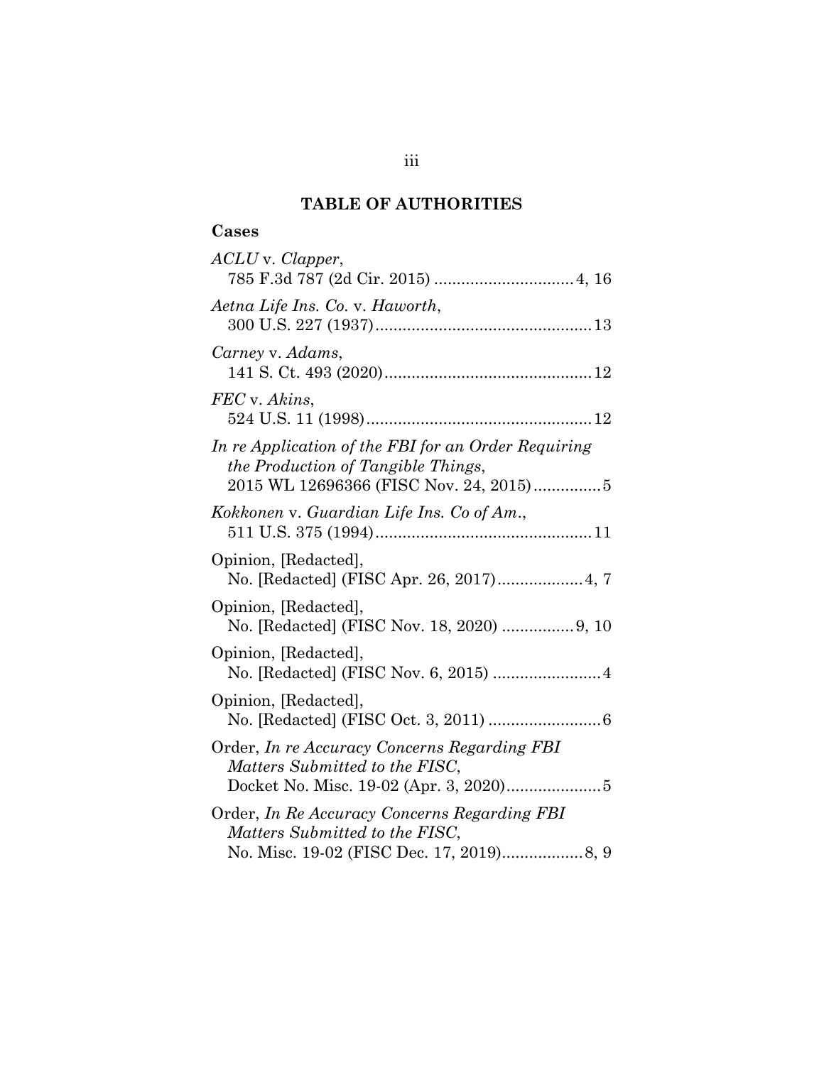## TABLE OF AUTHORITIES

### Cases

*ACLU* v. *Clapper*,
785 F.3d 787 (2d Cir. 2015) .............................. 4, 16

*Aetna Life Ins. Co.* v. *Haworth*,
300 U.S. 227 (1937) ............................................... 13

*Carney* v. *Adams*,
141 S. Ct. 493 (2020) ............................................. 12

*FEC* v. *Akins*,
524 U.S. 11 (1998) ................................................. 12

*In re Application of the FBI for an Order Requiring the Production of Tangible Things*,
2015 WL 12696366 (FISC Nov. 24, 2015) .............. 5

*Kokkonen* v. *Guardian Life Ins. Co of Am.*,
511 U.S. 375 (1994) ............................................... 11

Opinion, [Redacted],
No. [Redacted] (FISC Apr. 26, 2017) .................. 4, 7

Opinion, [Redacted],
No. [Redacted] (FISC Nov. 18, 2020) ................ 9, 10

Opinion, [Redacted],
No. [Redacted] (FISC Nov. 6, 2015) ........................ 4

Opinion, [Redacted],
No. [Redacted] (FISC Oct. 3, 2011) ......................... 6

Order, *In re Accuracy Concerns Regarding FBI Matters Submitted to the FISC*,
Docket No. Misc. 19-02 (Apr. 3, 2020) ..................... 5

Order, *In Re Accuracy Concerns Regarding FBI Matters Submitted to the FISC*,
No. Misc. 19-02 (FISC Dec. 17, 2019) .................. 8, 9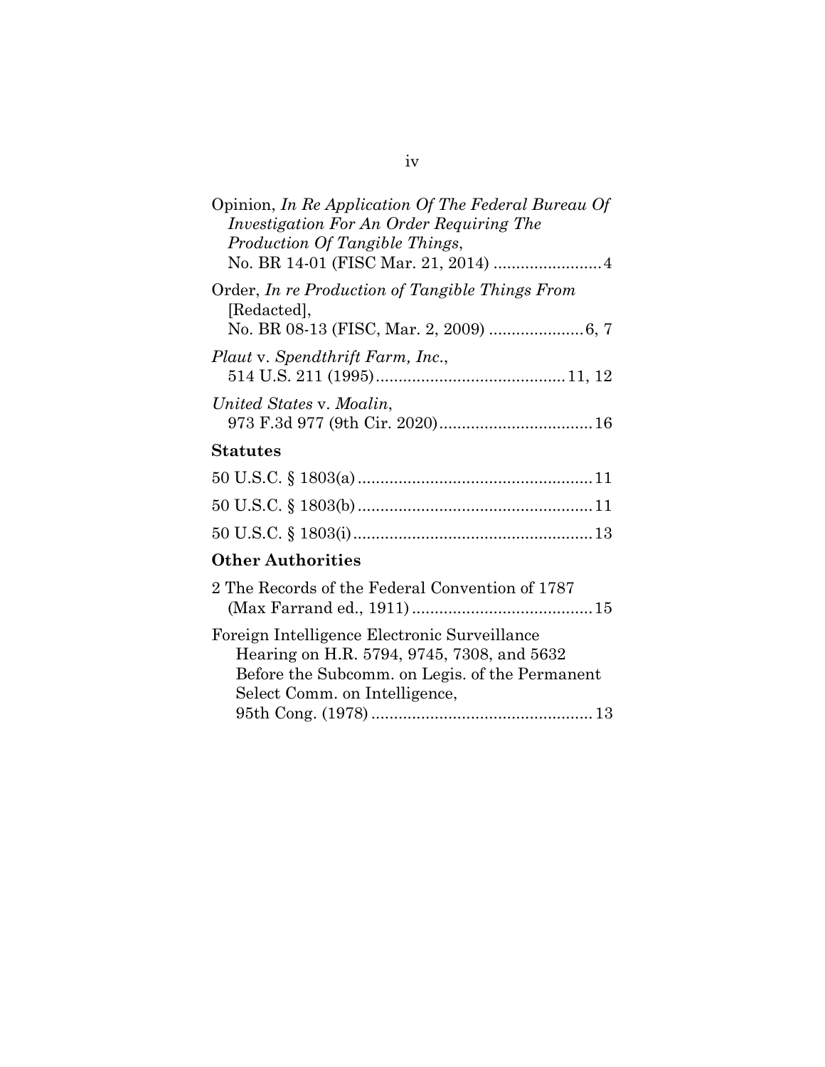Opinion, *In Re Application Of The Federal Bureau Of Investigation For An Order Requiring The Production Of Tangible Things*, No. BR 14-01 (FISC Mar. 21, 2014) ........................ 4

Order, *In re Production of Tangible Things From* [Redacted], No. BR 08-13 (FISC, Mar. 2, 2009) ..................... 6, 7

*Plaut* v. *Spendthrift Farm, Inc.*, 514 U.S. 211 (1995) .......................................... 11, 12

*United States* v. *Moalin*, 973 F.3d 977 (9th Cir. 2020) .................................. 16

**Statutes**

50 U.S.C. § 1803(a) .................................................... 11

50 U.S.C. § 1803(b) .................................................... 11

50 U.S.C. § 1803(i) ..................................................... 13

**Other Authorities**

2 The Records of the Federal Convention of 1787 (Max Farrand ed., 1911) ........................................ 15

Foreign Intelligence Electronic Surveillance Hearing on H.R. 5794, 9745, 7308, and 5632 Before the Subcomm. on Legis. of the Permanent Select Comm. on Intelligence, 95th Cong. (1978) ................................................. 13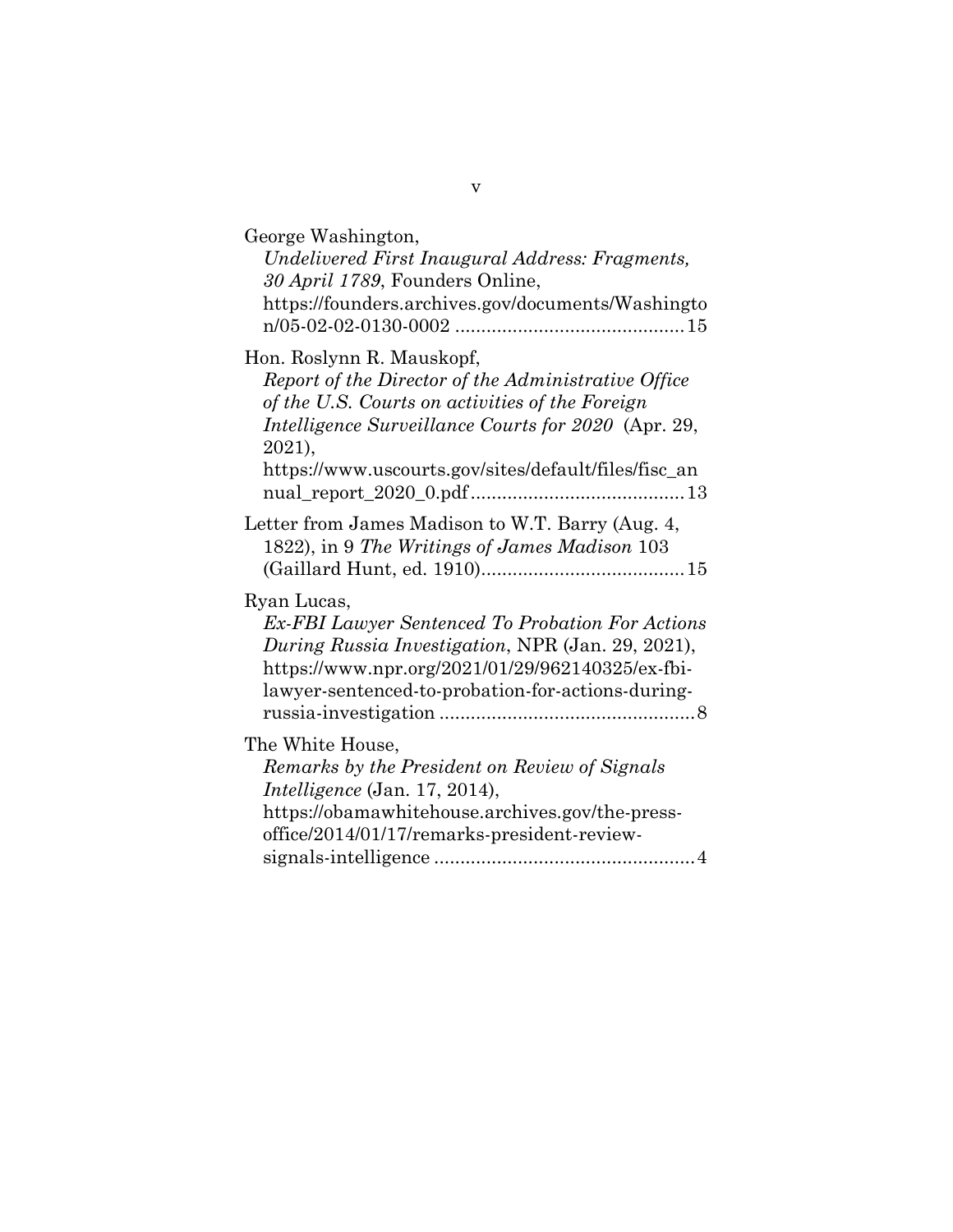George Washington,
*Undelivered First Inaugural Address: Fragments, 30 April 1789*, Founders Online, https://founders.archives.gov/documents/Washington/05-02-02-0130-0002 ........................................... 15

Hon. Roslynn R. Mauskopf,
*Report of the Director of the Administrative Office of the U.S. Courts on activities of the Foreign Intelligence Surveillance Courts for 2020* (Apr. 29, 2021), https://www.uscourts.gov/sites/default/files/fisc_annual_report_2020_0.pdf ......................................... 13

Letter from James Madison to W.T. Barry (Aug. 4, 1822), in 9 *The Writings of James Madison* 103 (Gaillard Hunt, ed. 1910)....................................... 15

Ryan Lucas,
*Ex-FBI Lawyer Sentenced To Probation For Actions During Russia Investigation*, NPR (Jan. 29, 2021), https://www.npr.org/2021/01/29/962140325/ex-fbi-lawyer-sentenced-to-probation-for-actions-during-russia-investigation ................................................. 8

The White House,
*Remarks by the President on Review of Signals Intelligence* (Jan. 17, 2014), https://obamawhitehouse.archives.gov/the-press-office/2014/01/17/remarks-president-review-signals-intelligence .................................................. 4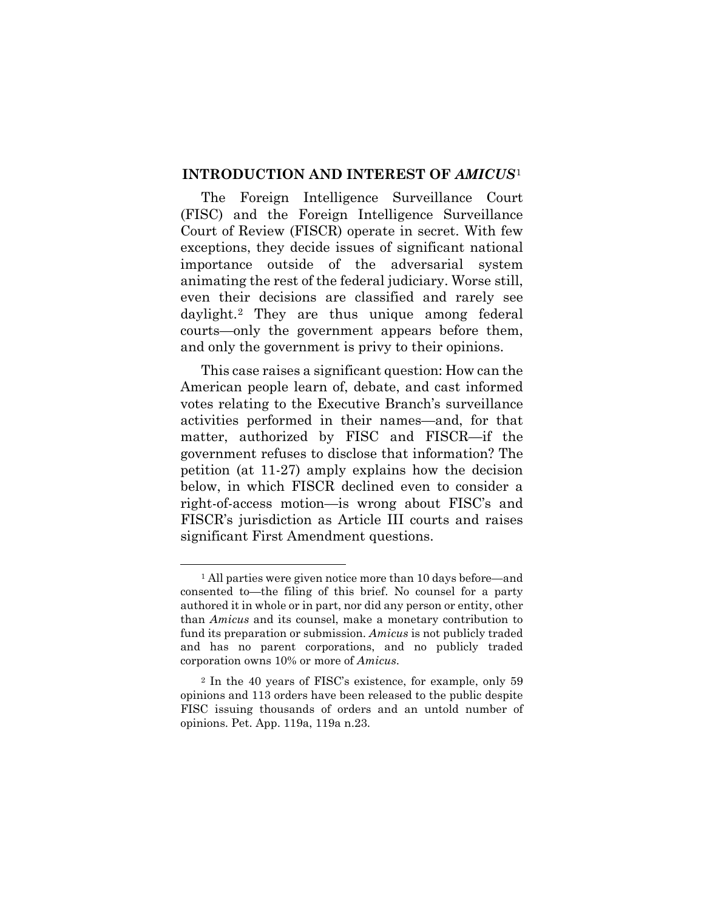## INTRODUCTION AND INTEREST OF *AMICUS*[1]

The Foreign Intelligence Surveillance Court (FISC) and the Foreign Intelligence Surveillance Court of Review (FISCR) operate in secret. With few exceptions, they decide issues of significant national importance outside of the adversarial system animating the rest of the federal judiciary. Worse still, even their decisions are classified and rarely see daylight.[2] They are thus unique among federal courts—only the government appears before them, and only the government is privy to their opinions.

This case raises a significant question: How can the American people learn of, debate, and cast informed votes relating to the Executive Branch's surveillance activities performed in their names—and, for that matter, authorized by FISC and FISCR—if the government refuses to disclose that information? The petition (at 11-27) amply explains how the decision below, in which FISCR declined even to consider a right-of-access motion—is wrong about FISC's and FISCR's jurisdiction as Article III courts and raises significant First Amendment questions.

---

[1] All parties were given notice more than 10 days before—and consented to—the filing of this brief. No counsel for a party authored it in whole or in part, nor did any person or entity, other than *Amicus* and its counsel, make a monetary contribution to fund its preparation or submission. *Amicus* is not publicly traded and has no parent corporations, and no publicly traded corporation owns 10% or more of *Amicus*.

[2] In the 40 years of FISC's existence, for example, only 59 opinions and 113 orders have been released to the public despite FISC issuing thousands of orders and an untold number of opinions. Pet. App. 119a, 119a n.23.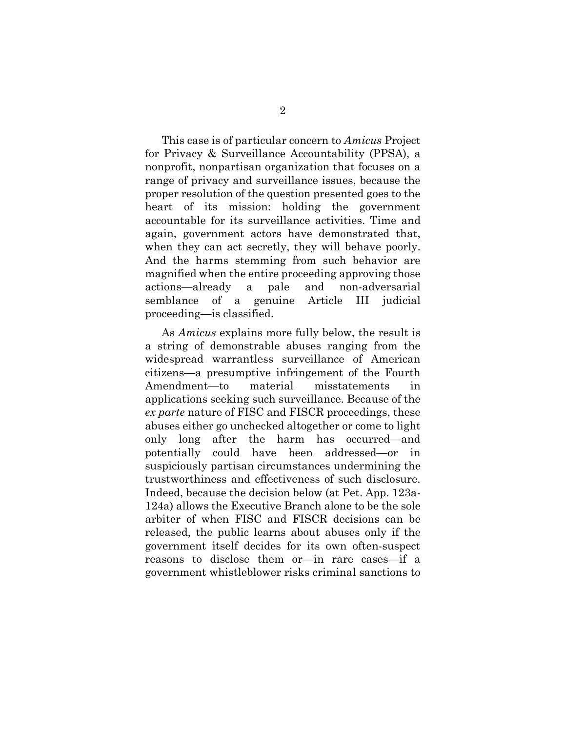This case is of particular concern to *Amicus* Project for Privacy & Surveillance Accountability (PPSA), a nonprofit, nonpartisan organization that focuses on a range of privacy and surveillance issues, because the proper resolution of the question presented goes to the heart of its mission: holding the government accountable for its surveillance activities. Time and again, government actors have demonstrated that, when they can act secretly, they will behave poorly. And the harms stemming from such behavior are magnified when the entire proceeding approving those actions—already a pale and non-adversarial semblance of a genuine Article III judicial proceeding—is classified.

As *Amicus* explains more fully below, the result is a string of demonstrable abuses ranging from the widespread warrantless surveillance of American citizens—a presumptive infringement of the Fourth Amendment—to material misstatements in applications seeking such surveillance. Because of the *ex parte* nature of FISC and FISCR proceedings, these abuses either go unchecked altogether or come to light only long after the harm has occurred—and potentially could have been addressed—or in suspiciously partisan circumstances undermining the trustworthiness and effectiveness of such disclosure. Indeed, because the decision below (at Pet. App. 123a-124a) allows the Executive Branch alone to be the sole arbiter of when FISC and FISCR decisions can be released, the public learns about abuses only if the government itself decides for its own often-suspect reasons to disclose them or—in rare cases—if a government whistleblower risks criminal sanctions to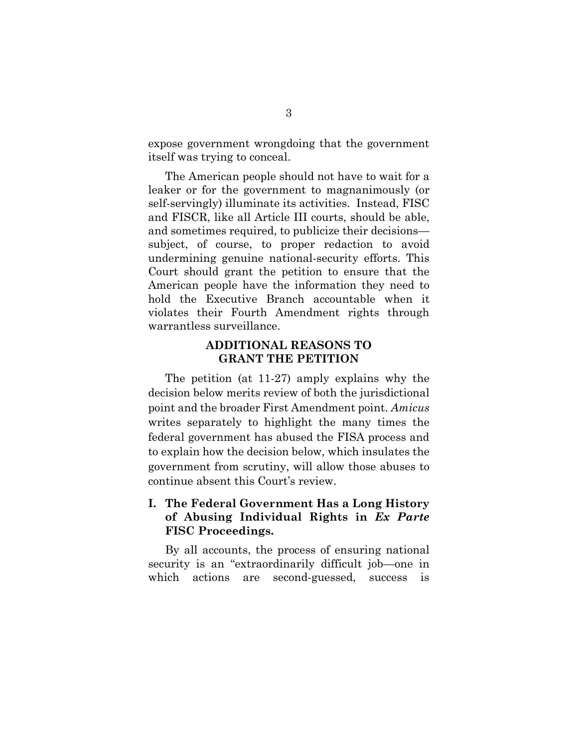expose government wrongdoing that the government itself was trying to conceal.

The American people should not have to wait for a leaker or for the government to magnanimously (or self-servingly) illuminate its activities. Instead, FISC and FISCR, like all Article III courts, should be able, and sometimes required, to publicize their decisions—subject, of course, to proper redaction to avoid undermining genuine national-security efforts. This Court should grant the petition to ensure that the American people have the information they need to hold the Executive Branch accountable when it violates their Fourth Amendment rights through warrantless surveillance.

## ADDITIONAL REASONS TO GRANT THE PETITION

The petition (at 11-27) amply explains why the decision below merits review of both the jurisdictional point and the broader First Amendment point. *Amicus* writes separately to highlight the many times the federal government has abused the FISA process and to explain how the decision below, which insulates the government from scrutiny, will allow those abuses to continue absent this Court's review.

### I. The Federal Government Has a Long History of Abusing Individual Rights in *Ex Parte* FISC Proceedings.

By all accounts, the process of ensuring national security is an "extraordinarily difficult job—one in which actions are second-guessed, success is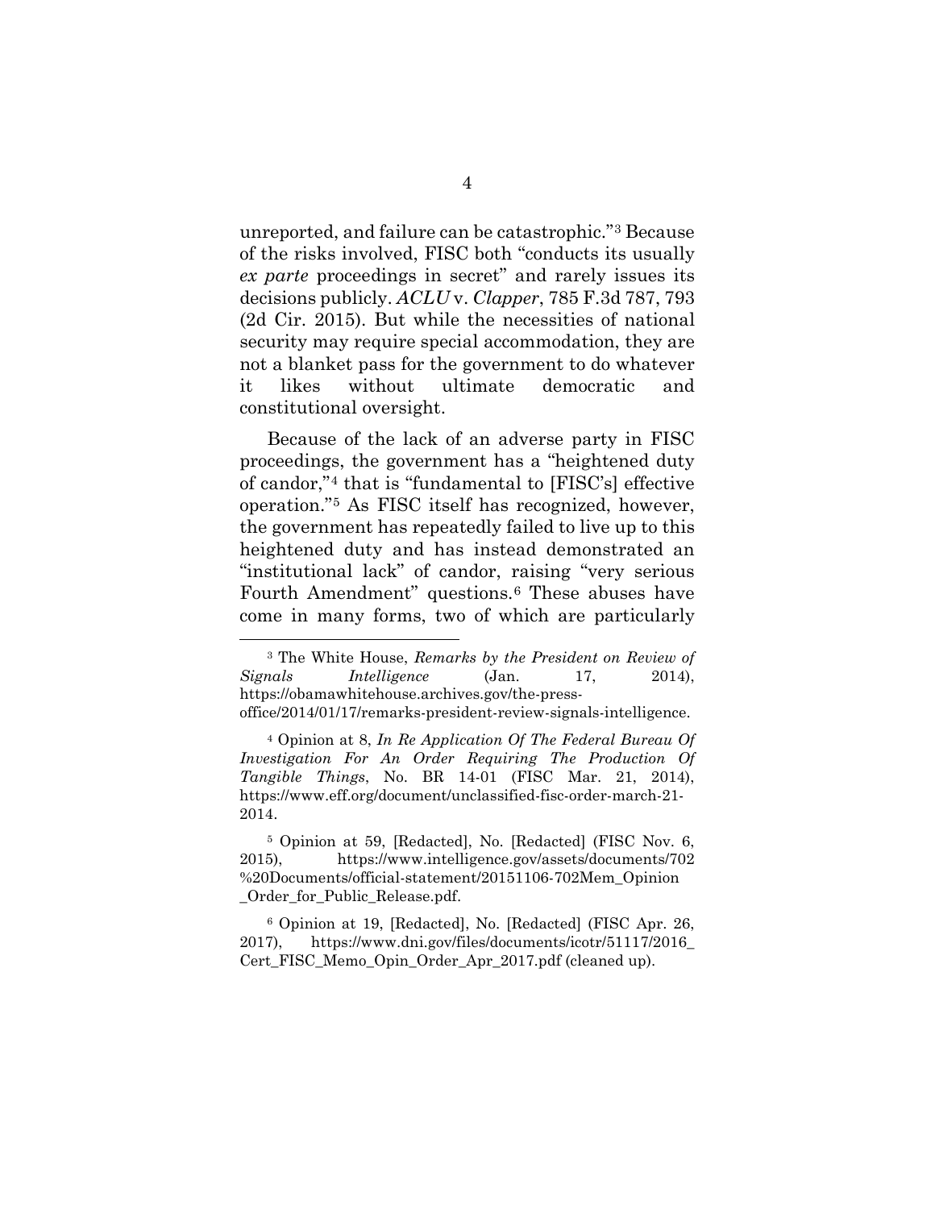unreported, and failure can be catastrophic."[3] Because of the risks involved, FISC both "conducts its usually *ex parte* proceedings in secret" and rarely issues its decisions publicly. *ACLU* v. *Clapper*, 785 F.3d 787, 793 (2d Cir. 2015). But while the necessities of national security may require special accommodation, they are not a blanket pass for the government to do whatever it likes without ultimate democratic and constitutional oversight.

Because of the lack of an adverse party in FISC proceedings, the government has a "heightened duty of candor,"[4] that is "fundamental to [FISC's] effective operation."[5] As FISC itself has recognized, however, the government has repeatedly failed to live up to this heightened duty and has instead demonstrated an "institutional lack" of candor, raising "very serious Fourth Amendment" questions.[6] These abuses have come in many forms, two of which are particularly

---

[3] The White House, *Remarks by the President on Review of Signals Intelligence* (Jan. 17, 2014), https://obamawhitehouse.archives.gov/the-press-office/2014/01/17/remarks-president-review-signals-intelligence.

[4] Opinion at 8, *In Re Application Of The Federal Bureau Of Investigation For An Order Requiring The Production Of Tangible Things*, No. BR 14-01 (FISC Mar. 21, 2014), https://www.eff.org/document/unclassified-fisc-order-march-21-2014.

[5] Opinion at 59, [Redacted], No. [Redacted] (FISC Nov. 6, 2015), https://www.intelligence.gov/assets/documents/702%20Documents/official-statement/20151106-702Mem_Opinion_Order_for_Public_Release.pdf.

[6] Opinion at 19, [Redacted], No. [Redacted] (FISC Apr. 26, 2017), https://www.dni.gov/files/documents/icotr/51117/2016_Cert_FISC_Memo_Opin_Order_Apr_2017.pdf (cleaned up).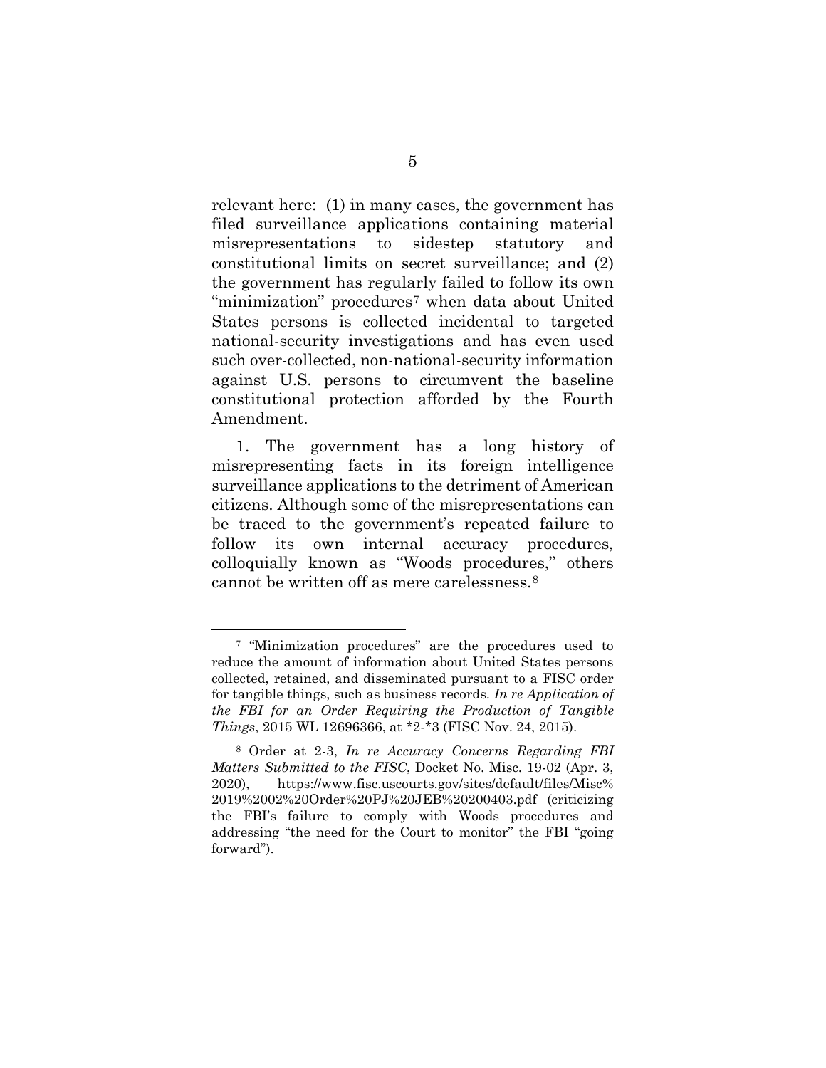relevant here: (1) in many cases, the government has filed surveillance applications containing material misrepresentations to sidestep statutory and constitutional limits on secret surveillance; and (2) the government has regularly failed to follow its own "minimization" procedures[7] when data about United States persons is collected incidental to targeted national-security investigations and has even used such over-collected, non-national-security information against U.S. persons to circumvent the baseline constitutional protection afforded by the Fourth Amendment.

1. The government has a long history of misrepresenting facts in its foreign intelligence surveillance applications to the detriment of American citizens. Although some of the misrepresentations can be traced to the government's repeated failure to follow its own internal accuracy procedures, colloquially known as "Woods procedures," others cannot be written off as mere carelessness.[8]

---

[7] "Minimization procedures" are the procedures used to reduce the amount of information about United States persons collected, retained, and disseminated pursuant to a FISC order for tangible things, such as business records. *In re Application of the FBI for an Order Requiring the Production of Tangible Things*, 2015 WL 12696366, at *2-*3 (FISC Nov. 24, 2015).

[8] Order at 2-3, *In re Accuracy Concerns Regarding FBI Matters Submitted to the FISC*, Docket No. Misc. 19-02 (Apr. 3, 2020), https://www.fisc.uscourts.gov/sites/default/files/Misc%2019%2002%20Order%20PJ%20JEB%20200403.pdf (criticizing the FBI's failure to comply with Woods procedures and addressing "the need for the Court to monitor" the FBI "going forward").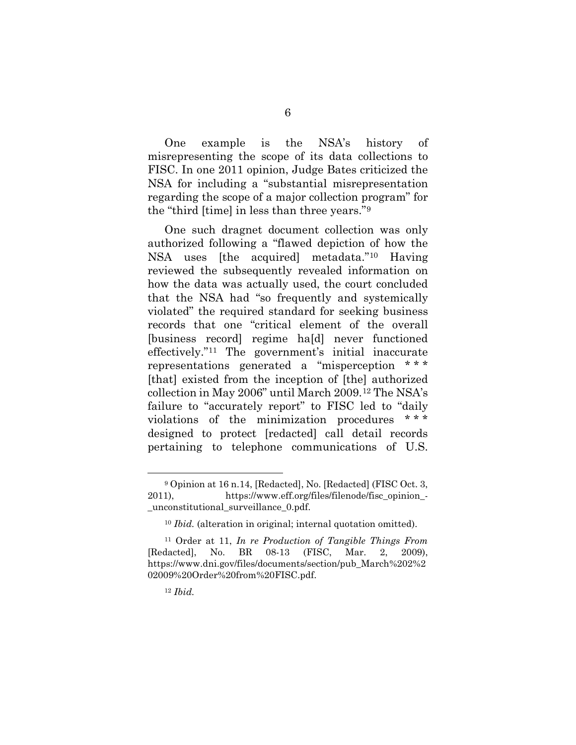One example is the NSA's history of misrepresenting the scope of its data collections to FISC. In one 2011 opinion, Judge Bates criticized the NSA for including a "substantial misrepresentation regarding the scope of a major collection program" for the "third [time] in less than three years."[9]

One such dragnet document collection was only authorized following a "flawed depiction of how the NSA uses [the acquired] metadata."[10] Having reviewed the subsequently revealed information on how the data was actually used, the court concluded that the NSA had "so frequently and systemically violated" the required standard for seeking business records that one "critical element of the overall [business record] regime ha[d] never functioned effectively."[11] The government's initial inaccurate representations generated a "misperception * * * [that] existed from the inception of [the] authorized collection in May 2006" until March 2009.[12] The NSA's failure to "accurately report" to FISC led to "daily violations of the minimization procedures * * * designed to protect [redacted] call detail records pertaining to telephone communications of U.S.

---

[9] Opinion at 16 n.14, [Redacted], No. [Redacted] (FISC Oct. 3, 2011), https://www.eff.org/files/filenode/fisc_opinion_-_unconstitutional_surveillance_0.pdf.

[10] *Ibid.* (alteration in original; internal quotation omitted).

[11] Order at 11, *In re Production of Tangible Things From* [Redacted], No. BR 08-13 (FISC, Mar. 2, 2009), https://www.dni.gov/files/documents/section/pub_March%202%202009%20Order%20from%20FISC.pdf.

[12] *Ibid.*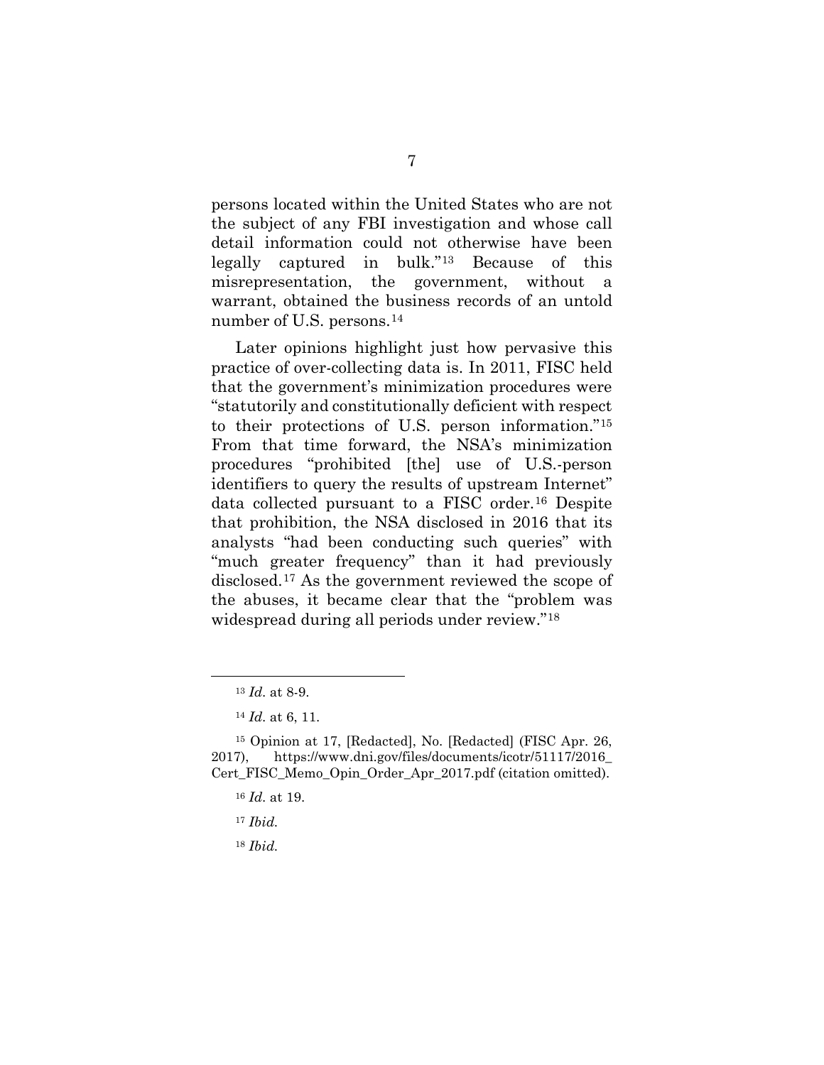persons located within the United States who are not the subject of any FBI investigation and whose call detail information could not otherwise have been legally captured in bulk."[13] Because of this misrepresentation, the government, without a warrant, obtained the business records of an untold number of U.S. persons.[14]

Later opinions highlight just how pervasive this practice of over-collecting data is. In 2011, FISC held that the government's minimization procedures were "statutorily and constitutionally deficient with respect to their protections of U.S. person information."[15] From that time forward, the NSA's minimization procedures "prohibited [the] use of U.S.-person identifiers to query the results of upstream Internet" data collected pursuant to a FISC order.[16] Despite that prohibition, the NSA disclosed in 2016 that its analysts "had been conducting such queries" with "much greater frequency" than it had previously disclosed.[17] As the government reviewed the scope of the abuses, it became clear that the "problem was widespread during all periods under review."[18]

---

[13] *Id.* at 8-9.

[14] *Id.* at 6, 11.

[15] Opinion at 17, [Redacted], No. [Redacted] (FISC Apr. 26, 2017), https://www.dni.gov/files/documents/icotr/51117/2016_Cert_FISC_Memo_Opin_Order_Apr_2017.pdf (citation omitted).

[16] *Id.* at 19.

[17] *Ibid.*

[18] *Ibid.*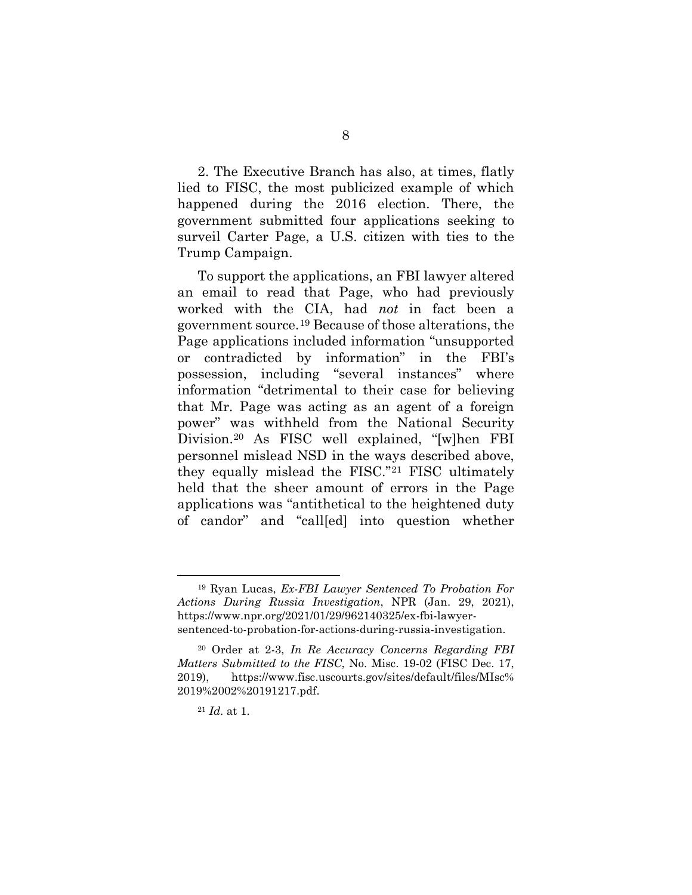2. The Executive Branch has also, at times, flatly lied to FISC, the most publicized example of which happened during the 2016 election. There, the government submitted four applications seeking to surveil Carter Page, a U.S. citizen with ties to the Trump Campaign.

To support the applications, an FBI lawyer altered an email to read that Page, who had previously worked with the CIA, had *not* in fact been a government source.[19] Because of those alterations, the Page applications included information "unsupported or contradicted by information" in the FBI's possession, including "several instances" where information "detrimental to their case for believing that Mr. Page was acting as an agent of a foreign power" was withheld from the National Security Division.[20] As FISC well explained, "[w]hen FBI personnel mislead NSD in the ways described above, they equally mislead the FISC."[21] FISC ultimately held that the sheer amount of errors in the Page applications was "antithetical to the heightened duty of candor" and "call[ed] into question whether

---

[19] Ryan Lucas, *Ex-FBI Lawyer Sentenced To Probation For Actions During Russia Investigation*, NPR (Jan. 29, 2021), https://www.npr.org/2021/01/29/962140325/ex-fbi-lawyer-sentenced-to-probation-for-actions-during-russia-investigation.

[20] Order at 2-3, *In Re Accuracy Concerns Regarding FBI Matters Submitted to the FISC*, No. Misc. 19-02 (FISC Dec. 17, 2019), https://www.fisc.uscourts.gov/sites/default/files/MIsc%2019%2002%20191217.pdf.

[21] *Id.* at 1.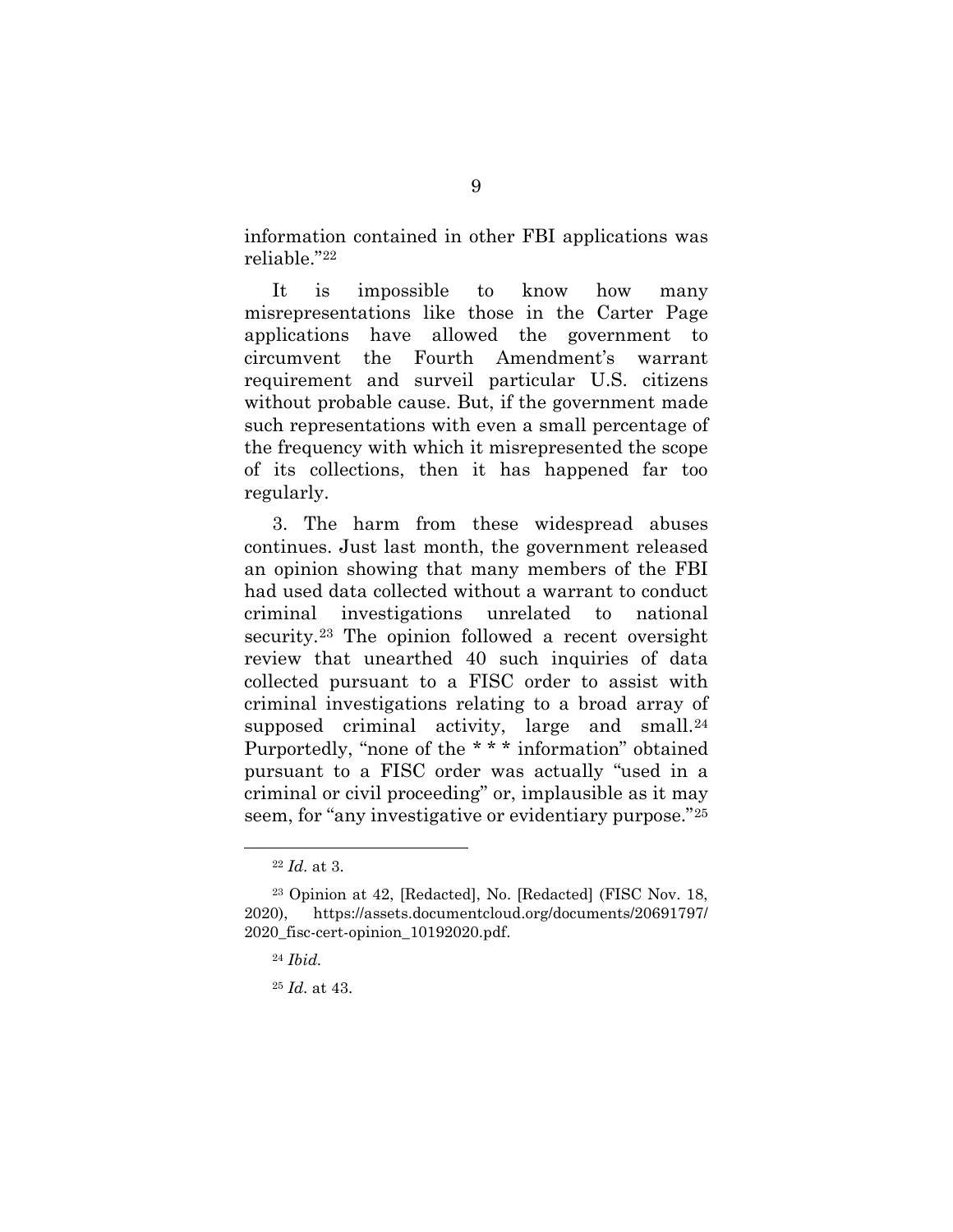information contained in other FBI applications was reliable."[22]

It is impossible to know how many misrepresentations like those in the Carter Page applications have allowed the government to circumvent the Fourth Amendment's warrant requirement and surveil particular U.S. citizens without probable cause. But, if the government made such representations with even a small percentage of the frequency with which it misrepresented the scope of its collections, then it has happened far too regularly.

3. The harm from these widespread abuses continues. Just last month, the government released an opinion showing that many members of the FBI had used data collected without a warrant to conduct criminal investigations unrelated to national security.[23] The opinion followed a recent oversight review that unearthed 40 such inquiries of data collected pursuant to a FISC order to assist with criminal investigations relating to a broad array of supposed criminal activity, large and small.[24] Purportedly, "none of the * * * information" obtained pursuant to a FISC order was actually "used in a criminal or civil proceeding" or, implausible as it may seem, for "any investigative or evidentiary purpose."[25]

---

[22] *Id.* at 3.

[23] Opinion at 42, [Redacted], No. [Redacted] (FISC Nov. 18, 2020), https://assets.documentcloud.org/documents/20691797/2020_fisc-cert-opinion_10192020.pdf.

[24] *Ibid.*

[25] *Id.* at 43.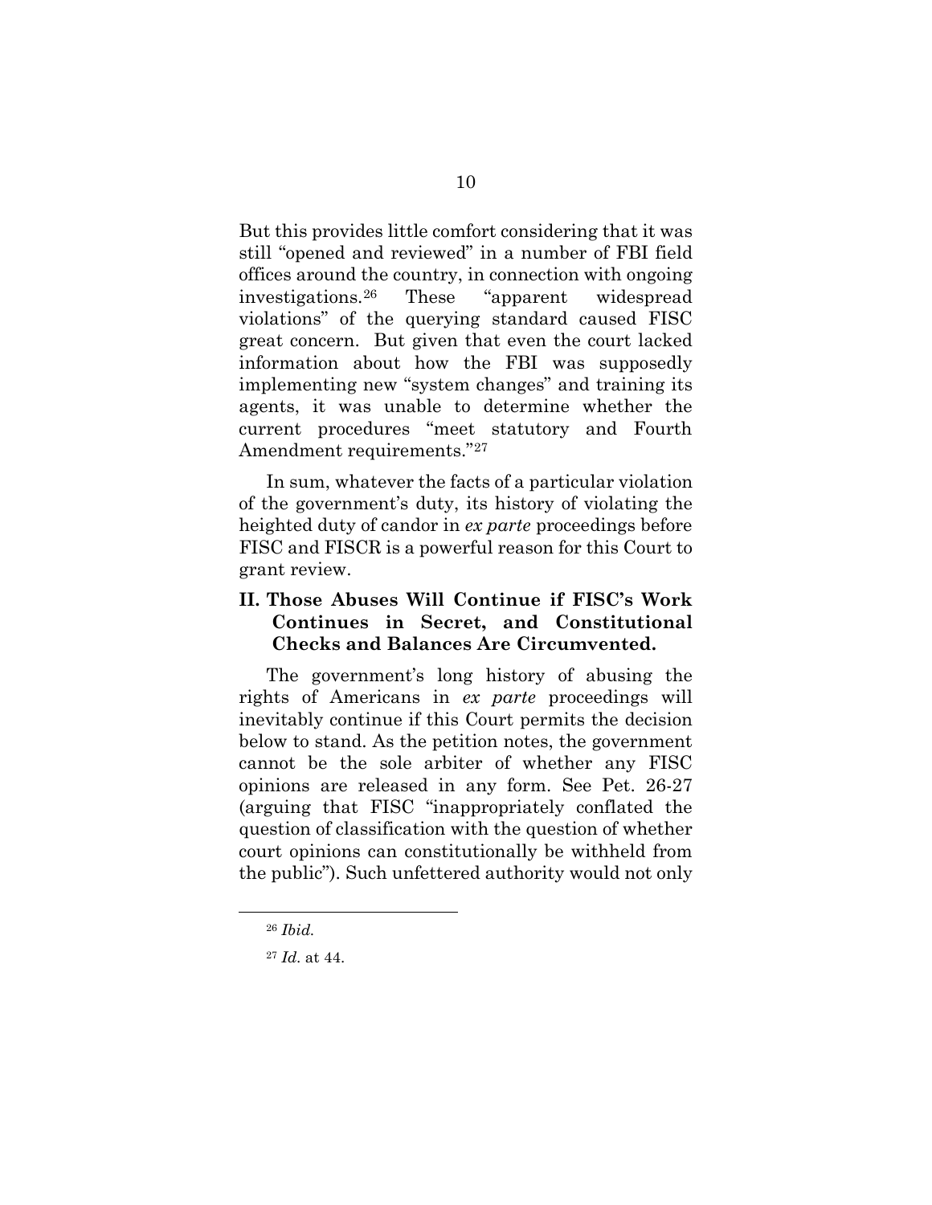But this provides little comfort considering that it was still "opened and reviewed" in a number of FBI field offices around the country, in connection with ongoing investigations.[26] These "apparent widespread violations" of the querying standard caused FISC great concern. But given that even the court lacked information about how the FBI was supposedly implementing new "system changes" and training its agents, it was unable to determine whether the current procedures "meet statutory and Fourth Amendment requirements."[27]

In sum, whatever the facts of a particular violation of the government's duty, its history of violating the heighted duty of candor in *ex parte* proceedings before FISC and FISCR is a powerful reason for this Court to grant review.

## II. Those Abuses Will Continue if FISC's Work Continues in Secret, and Constitutional Checks and Balances Are Circumvented.

The government's long history of abusing the rights of Americans in *ex parte* proceedings will inevitably continue if this Court permits the decision below to stand. As the petition notes, the government cannot be the sole arbiter of whether any FISC opinions are released in any form. See Pet. 26-27 (arguing that FISC "inappropriately conflated the question of classification with the question of whether court opinions can constitutionally be withheld from the public"). Such unfettered authority would not only

---

[26] *Ibid.*

[27] *Id.* at 44.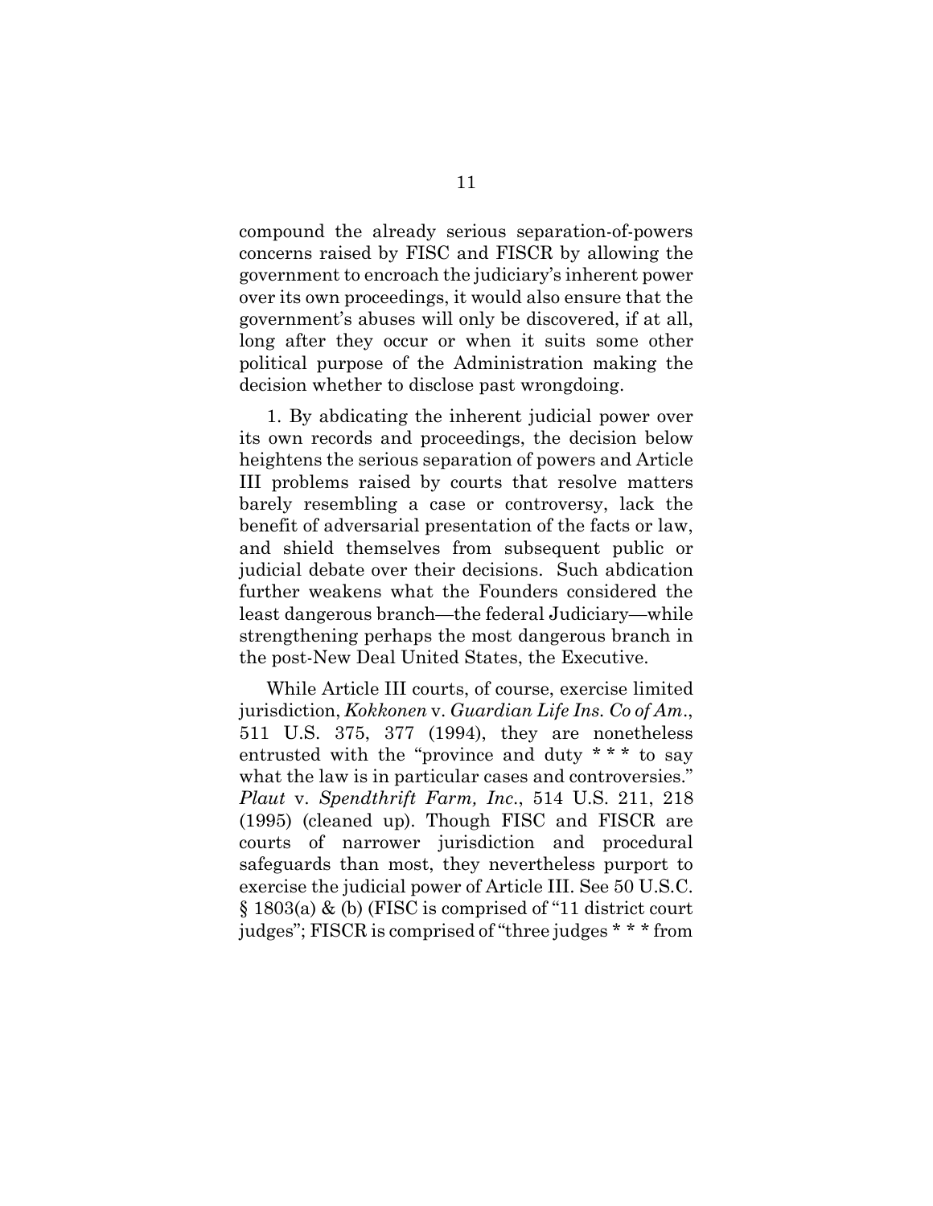compound the already serious separation-of-powers concerns raised by FISC and FISCR by allowing the government to encroach the judiciary's inherent power over its own proceedings, it would also ensure that the government's abuses will only be discovered, if at all, long after they occur or when it suits some other political purpose of the Administration making the decision whether to disclose past wrongdoing.

1. By abdicating the inherent judicial power over its own records and proceedings, the decision below heightens the serious separation of powers and Article III problems raised by courts that resolve matters barely resembling a case or controversy, lack the benefit of adversarial presentation of the facts or law, and shield themselves from subsequent public or judicial debate over their decisions. Such abdication further weakens what the Founders considered the least dangerous branch—the federal Judiciary—while strengthening perhaps the most dangerous branch in the post-New Deal United States, the Executive.

While Article III courts, of course, exercise limited jurisdiction, *Kokkonen* v. *Guardian Life Ins. Co of Am*., 511 U.S. 375, 377 (1994), they are nonetheless entrusted with the "province and duty * * * to say what the law is in particular cases and controversies." *Plaut* v. *Spendthrift Farm, Inc*., 514 U.S. 211, 218 (1995) (cleaned up). Though FISC and FISCR are courts of narrower jurisdiction and procedural safeguards than most, they nevertheless purport to exercise the judicial power of Article III. See 50 U.S.C. § 1803(a) & (b) (FISC is comprised of "11 district court judges"; FISCR is comprised of "three judges * * * from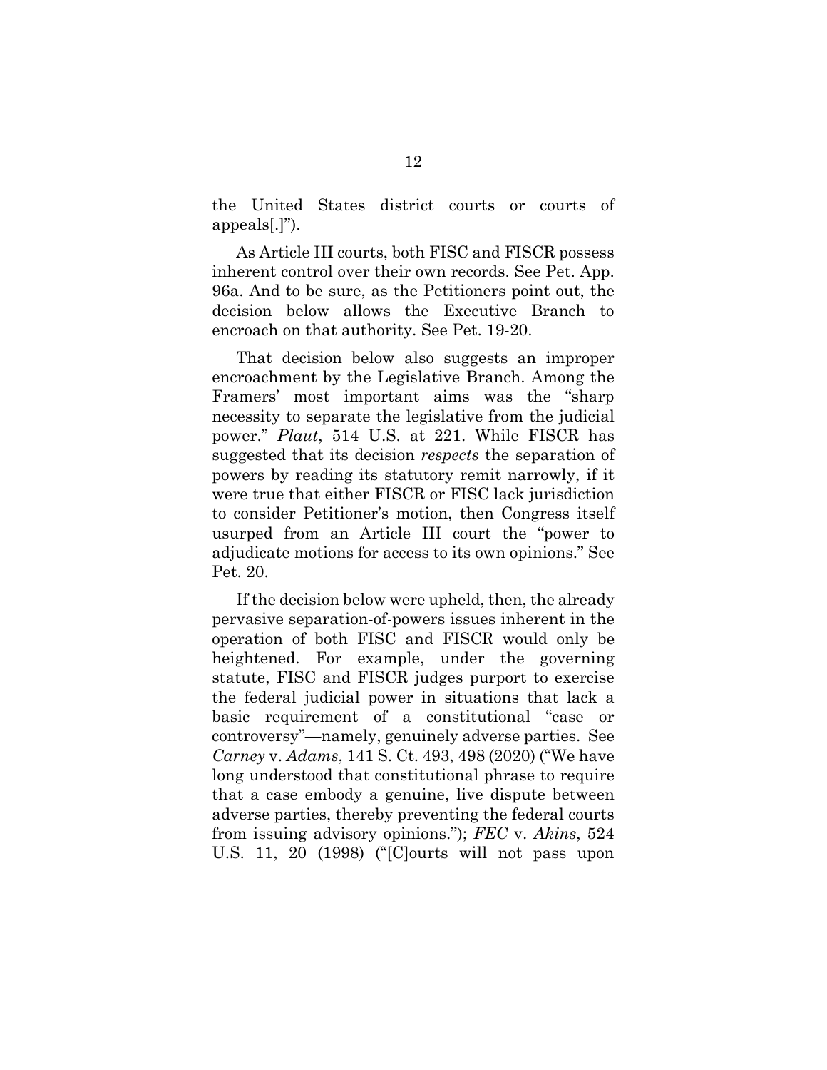the United States district courts or courts of appeals[.]").

As Article III courts, both FISC and FISCR possess inherent control over their own records. See Pet. App. 96a. And to be sure, as the Petitioners point out, the decision below allows the Executive Branch to encroach on that authority. See Pet. 19-20.

That decision below also suggests an improper encroachment by the Legislative Branch. Among the Framers' most important aims was the "sharp necessity to separate the legislative from the judicial power." *Plaut*, 514 U.S. at 221. While FISCR has suggested that its decision *respects* the separation of powers by reading its statutory remit narrowly, if it were true that either FISCR or FISC lack jurisdiction to consider Petitioner's motion, then Congress itself usurped from an Article III court the "power to adjudicate motions for access to its own opinions." See Pet. 20.

If the decision below were upheld, then, the already pervasive separation-of-powers issues inherent in the operation of both FISC and FISCR would only be heightened. For example, under the governing statute, FISC and FISCR judges purport to exercise the federal judicial power in situations that lack a basic requirement of a constitutional "case or controversy"—namely, genuinely adverse parties. See *Carney* v. *Adams*, 141 S. Ct. 493, 498 (2020) ("We have long understood that constitutional phrase to require that a case embody a genuine, live dispute between adverse parties, thereby preventing the federal courts from issuing advisory opinions."); *FEC* v. *Akins*, 524 U.S. 11, 20 (1998) ("[C]ourts will not pass upon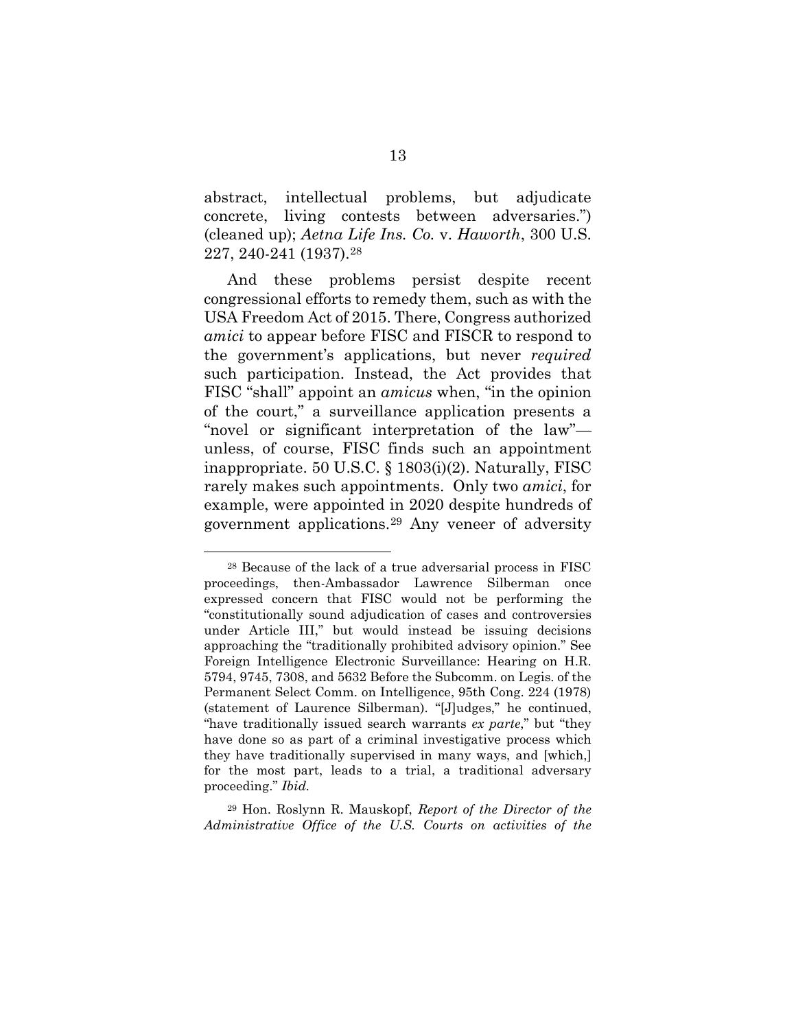abstract, intellectual problems, but adjudicate concrete, living contests between adversaries.") (cleaned up); *Aetna Life Ins. Co.* v. *Haworth*, 300 U.S. 227, 240-241 (1937).[28]

And these problems persist despite recent congressional efforts to remedy them, such as with the USA Freedom Act of 2015. There, Congress authorized *amici* to appear before FISC and FISCR to respond to the government's applications, but never *required* such participation. Instead, the Act provides that FISC "shall" appoint an *amicus* when, "in the opinion of the court," a surveillance application presents a "novel or significant interpretation of the law"—unless, of course, FISC finds such an appointment inappropriate. 50 U.S.C. § 1803(i)(2). Naturally, FISC rarely makes such appointments. Only two *amici*, for example, were appointed in 2020 despite hundreds of government applications.[29] Any veneer of adversity

---

[28] Because of the lack of a true adversarial process in FISC proceedings, then-Ambassador Lawrence Silberman once expressed concern that FISC would not be performing the "constitutionally sound adjudication of cases and controversies under Article III," but would instead be issuing decisions approaching the "traditionally prohibited advisory opinion." See Foreign Intelligence Electronic Surveillance: Hearing on H.R. 5794, 9745, 7308, and 5632 Before the Subcomm. on Legis. of the Permanent Select Comm. on Intelligence, 95th Cong. 224 (1978) (statement of Laurence Silberman). "[J]udges," he continued, "have traditionally issued search warrants *ex parte*," but "they have done so as part of a criminal investigative process which they have traditionally supervised in many ways, and [which,] for the most part, leads to a trial, a traditional adversary proceeding." *Ibid.*

[29] Hon. Roslynn R. Mauskopf, *Report of the Director of the Administrative Office of the U.S. Courts on activities of the*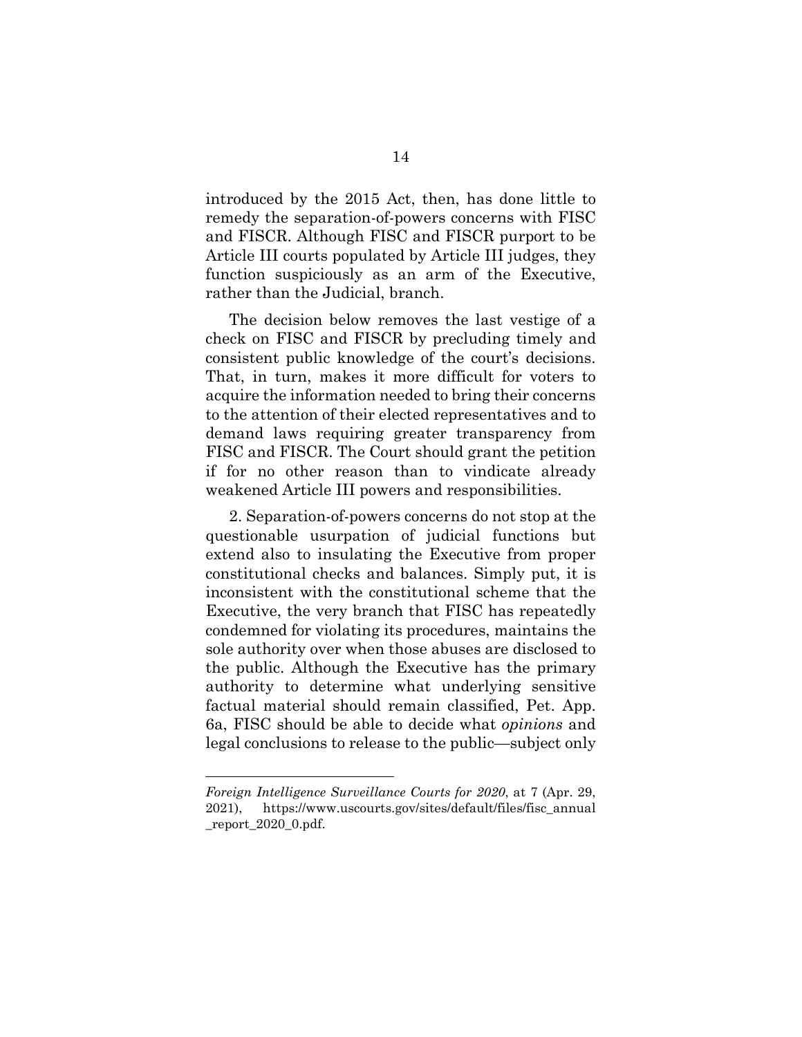introduced by the 2015 Act, then, has done little to remedy the separation-of-powers concerns with FISC and FISCR. Although FISC and FISCR purport to be Article III courts populated by Article III judges, they function suspiciously as an arm of the Executive, rather than the Judicial, branch.

The decision below removes the last vestige of a check on FISC and FISCR by precluding timely and consistent public knowledge of the court's decisions. That, in turn, makes it more difficult for voters to acquire the information needed to bring their concerns to the attention of their elected representatives and to demand laws requiring greater transparency from FISC and FISCR. The Court should grant the petition if for no other reason than to vindicate already weakened Article III powers and responsibilities.

2. Separation-of-powers concerns do not stop at the questionable usurpation of judicial functions but extend also to insulating the Executive from proper constitutional checks and balances. Simply put, it is inconsistent with the constitutional scheme that the Executive, the very branch that FISC has repeatedly condemned for violating its procedures, maintains the sole authority over when those abuses are disclosed to the public. Although the Executive has the primary authority to determine what underlying sensitive factual material should remain classified, Pet. App. 6a, FISC should be able to decide what *opinions* and legal conclusions to release to the public—subject only

---

*Foreign Intelligence Surveillance Courts for 2020*, at 7 (Apr. 29, 2021), https://www.uscourts.gov/sites/default/files/fisc_annual_report_2020_0.pdf.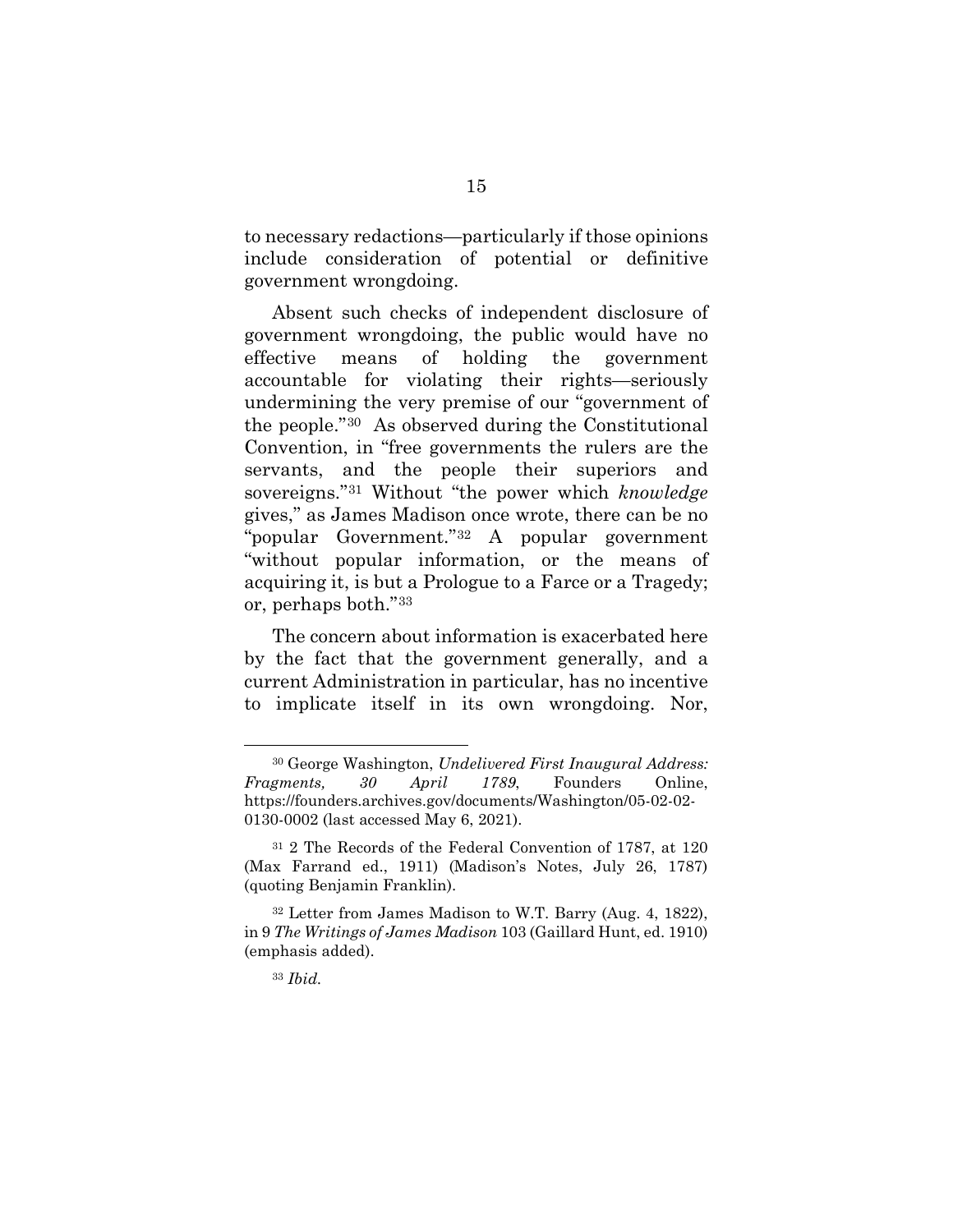to necessary redactions—particularly if those opinions include consideration of potential or definitive government wrongdoing.

Absent such checks of independent disclosure of government wrongdoing, the public would have no effective means of holding the government accountable for violating their rights—seriously undermining the very premise of our "government of the people."[30] As observed during the Constitutional Convention, in "free governments the rulers are the servants, and the people their superiors and sovereigns."[31] Without "the power which *knowledge* gives," as James Madison once wrote, there can be no "popular Government."[32] A popular government "without popular information, or the means of acquiring it, is but a Prologue to a Farce or a Tragedy; or, perhaps both."[33]

The concern about information is exacerbated here by the fact that the government generally, and a current Administration in particular, has no incentive to implicate itself in its own wrongdoing. Nor,

---

[30] George Washington, *Undelivered First Inaugural Address: Fragments, 30 April 1789*, Founders Online, https://founders.archives.gov/documents/Washington/05-02-02-0130-0002 (last accessed May 6, 2021).

[31] 2 The Records of the Federal Convention of 1787, at 120 (Max Farrand ed., 1911) (Madison's Notes, July 26, 1787) (quoting Benjamin Franklin).

[32] Letter from James Madison to W.T. Barry (Aug. 4, 1822), in 9 *The Writings of James Madison* 103 (Gaillard Hunt, ed. 1910) (emphasis added).

[33] *Ibid.*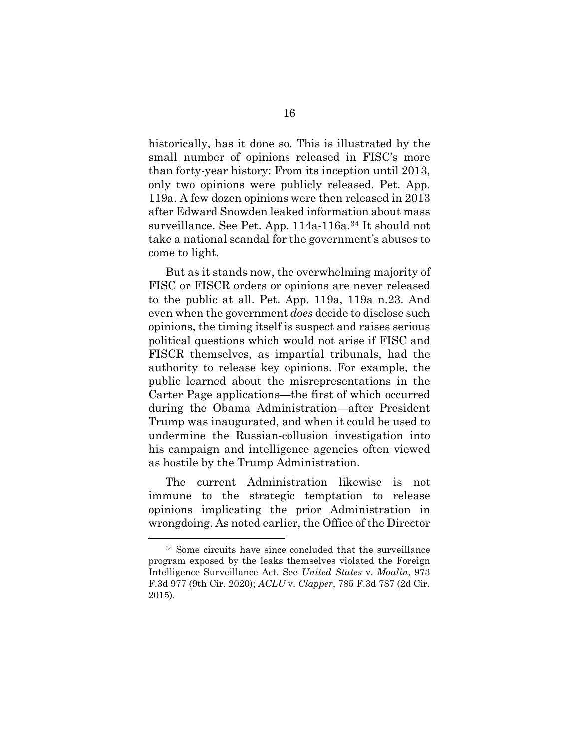historically, has it done so. This is illustrated by the small number of opinions released in FISC's more than forty-year history: From its inception until 2013, only two opinions were publicly released. Pet. App. 119a. A few dozen opinions were then released in 2013 after Edward Snowden leaked information about mass surveillance. See Pet. App. 114a-116a.[34] It should not take a national scandal for the government's abuses to come to light.

But as it stands now, the overwhelming majority of FISC or FISCR orders or opinions are never released to the public at all. Pet. App. 119a, 119a n.23. And even when the government *does* decide to disclose such opinions, the timing itself is suspect and raises serious political questions which would not arise if FISC and FISCR themselves, as impartial tribunals, had the authority to release key opinions. For example, the public learned about the misrepresentations in the Carter Page applications—the first of which occurred during the Obama Administration—after President Trump was inaugurated, and when it could be used to undermine the Russian-collusion investigation into his campaign and intelligence agencies often viewed as hostile by the Trump Administration.

The current Administration likewise is not immune to the strategic temptation to release opinions implicating the prior Administration in wrongdoing. As noted earlier, the Office of the Director

---

[34] Some circuits have since concluded that the surveillance program exposed by the leaks themselves violated the Foreign Intelligence Surveillance Act. See *United States* v. *Moalin*, 973 F.3d 977 (9th Cir. 2020); *ACLU* v. *Clapper*, 785 F.3d 787 (2d Cir. 2015).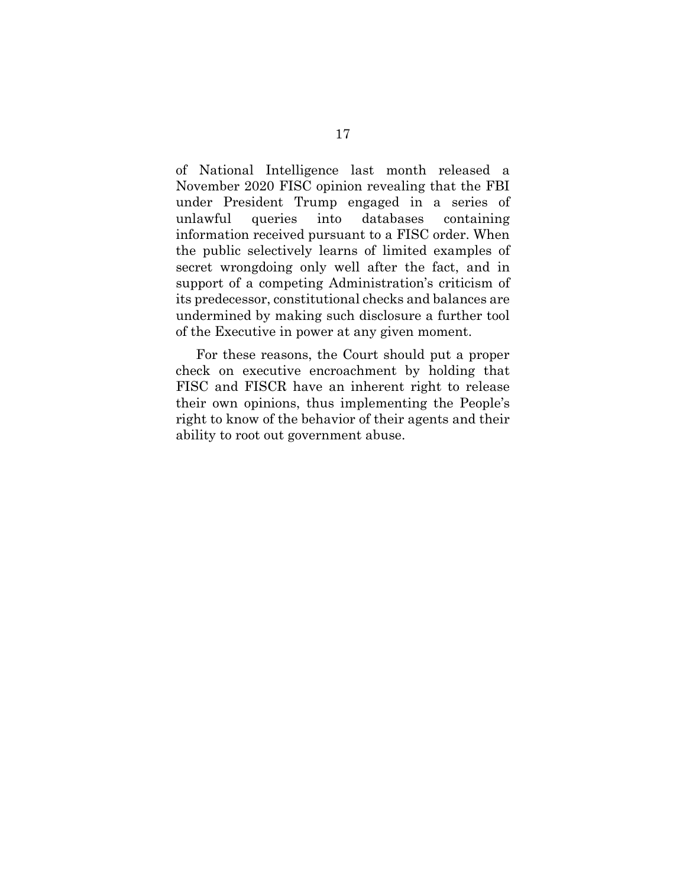of National Intelligence last month released a November 2020 FISC opinion revealing that the FBI under President Trump engaged in a series of unlawful queries into databases containing information received pursuant to a FISC order. When the public selectively learns of limited examples of secret wrongdoing only well after the fact, and in support of a competing Administration's criticism of its predecessor, constitutional checks and balances are undermined by making such disclosure a further tool of the Executive in power at any given moment.

For these reasons, the Court should put a proper check on executive encroachment by holding that FISC and FISCR have an inherent right to release their own opinions, thus implementing the People's right to know of the behavior of their agents and their ability to root out government abuse.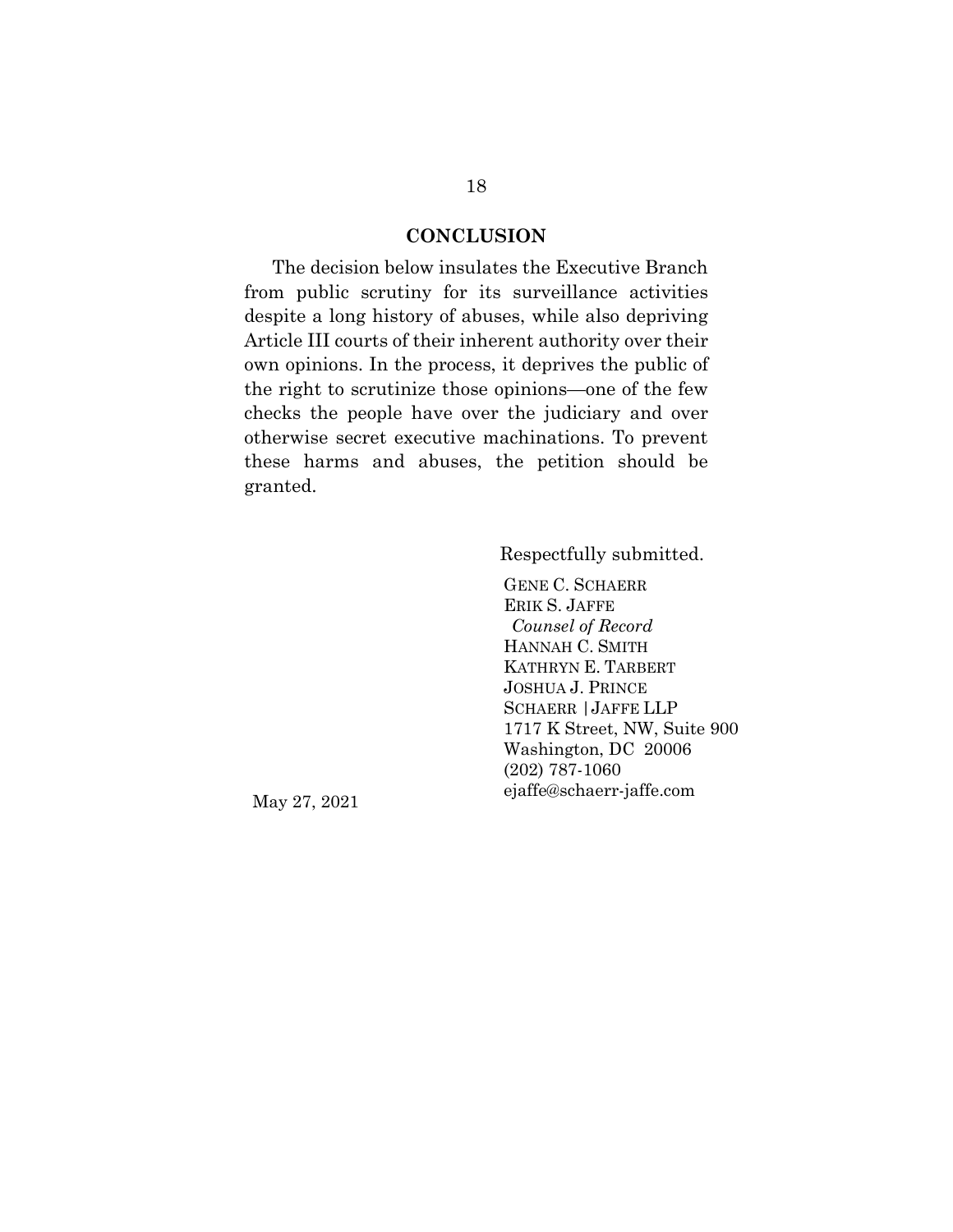## CONCLUSION

The decision below insulates the Executive Branch from public scrutiny for its surveillance activities despite a long history of abuses, while also depriving Article III courts of their inherent authority over their own opinions. In the process, it deprives the public of the right to scrutinize those opinions—one of the few checks the people have over the judiciary and over otherwise secret executive machinations. To prevent these harms and abuses, the petition should be granted.

Respectfully submitted.

GENE C. SCHAERR
ERIK S. JAFFE
*Counsel of Record*
HANNAH C. SMITH
KATHRYN E. TARBERT
JOSHUA J. PRINCE
SCHAERR | JAFFE LLP
1717 K Street, NW, Suite 900
Washington, DC 20006
(202) 787-1060
ejaffe@schaerr-jaffe.com

May 27, 2021